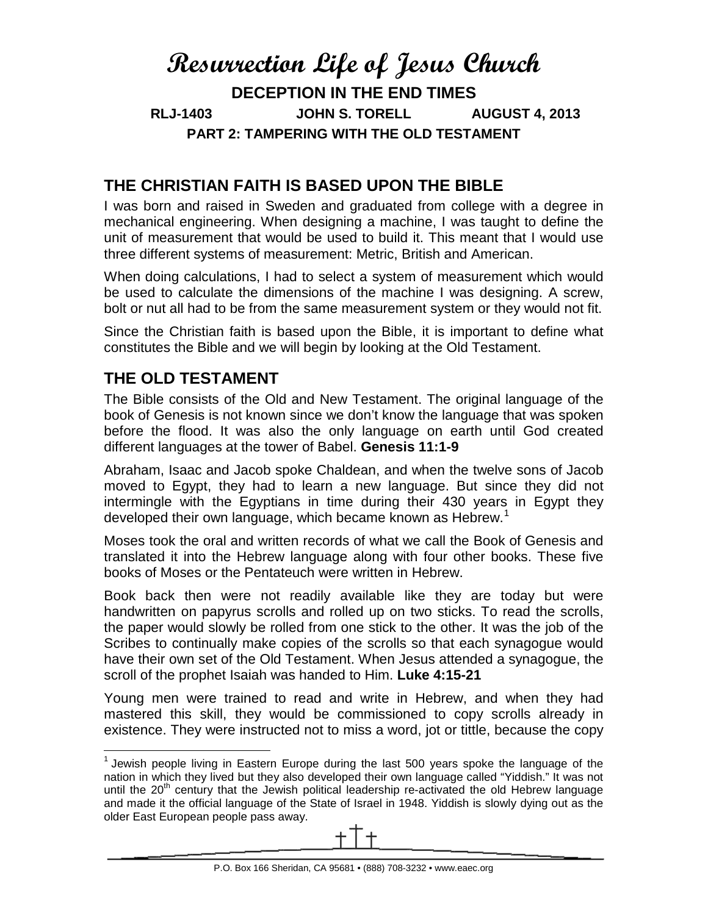# Resurrection Life of Jesus Church

**DECEPTION IN THE END TIMES**

**RLJ-1403 JOHN S. TORELL AUGUST 4, 2013**

**PART 2: TAMPERING WITH THE OLD TESTAMENT**

## THE CHRISTIAN FAITH IS BASED UPON THE BIBLE

I was born and raised in Sweden and graduated from college with a degree in mechanical engineering. When designing a machine, I was taught to define the unit of measurement that would be used to build it. This meant that I would use three different systems of measurement: Metric, British and American.

When doing calculations, I had to select a system of measurement which would be used to calculate the dimensions of the machine I was designing. A screw, bolt or nut all had to be from the same measurement system or they would not fit.

Since the Christian faith is based upon the Bible, it is important to define what constitutes the Bible and we will begin by looking at the Old Testament.

## THE OLD TESTAMENT

The Bible consists of the Old and New Testament. The original language of the book of Genesis is not known since we don't know the language that was spoken before the flood. It was also the only language on earth until God created different languages at the tower of Babel. **Genesis 11:1-9**

Abraham, Isaac and Jacob spoke Chaldean, and when the twelve sons of Jacob moved to Egypt, they had to learn a new language. But since they did not intermingle with the Egyptians in time during their 430 years in Egypt they developed their own language, which became known as Hebrew.[1]

Moses took the oral and written records of what we call the Book of Genesis and translated it into the Hebrew language along with four other books. These five books of Moses or the Pentateuch were written in Hebrew.

Book back then were not readily available like they are today but were handwritten on papyrus scrolls and rolled up on two sticks. To read the scrolls, the paper would slowly be rolled from one stick to the other. It was the job of the Scribes to continually make copies of the scrolls so that each synagogue would have their own set of the Old Testament. When Jesus attended a synagogue, the scroll of the prophet Isaiah was handed to Him. **Luke 4:15-21**

Young men were trained to read and write in Hebrew, and when they had mastered this skill, they would be commissioned to copy scrolls already in existence. They were instructed not to miss a word, jot or tittle, because the copy

---

[1] Jewish people living in Eastern Europe during the last 500 years spoke the language of the nation in which they lived but they also developed their own language called "Yiddish." It was not until the 20th century that the Jewish political leadership re-activated the old Hebrew language and made it the official language of the State of Israel in 1948. Yiddish is slowly dying out as the older East European people pass away.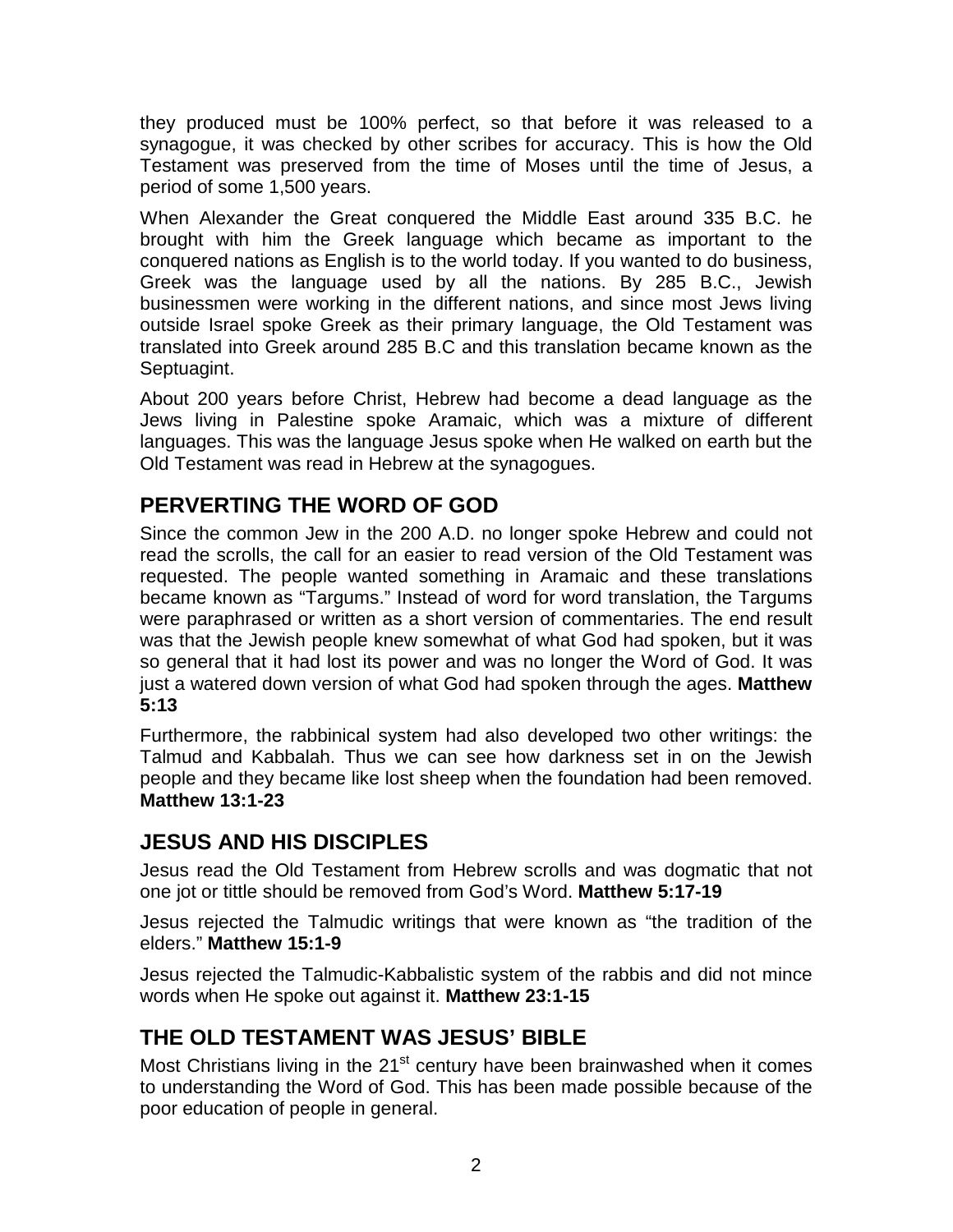they produced must be 100% perfect, so that before it was released to a synagogue, it was checked by other scribes for accuracy. This is how the Old Testament was preserved from the time of Moses until the time of Jesus, a period of some 1,500 years.

When Alexander the Great conquered the Middle East around 335 B.C. he brought with him the Greek language which became as important to the conquered nations as English is to the world today. If you wanted to do business, Greek was the language used by all the nations. By 285 B.C., Jewish businessmen were working in the different nations, and since most Jews living outside Israel spoke Greek as their primary language, the Old Testament was translated into Greek around 285 B.C and this translation became known as the Septuagint.

About 200 years before Christ, Hebrew had become a dead language as the Jews living in Palestine spoke Aramaic, which was a mixture of different languages. This was the language Jesus spoke when He walked on earth but the Old Testament was read in Hebrew at the synagogues.

## PERVERTING THE WORD OF GOD

Since the common Jew in the 200 A.D. no longer spoke Hebrew and could not read the scrolls, the call for an easier to read version of the Old Testament was requested. The people wanted something in Aramaic and these translations became known as "Targums." Instead of word for word translation, the Targums were paraphrased or written as a short version of commentaries. The end result was that the Jewish people knew somewhat of what God had spoken, but it was so general that it had lost its power and was no longer the Word of God. It was just a watered down version of what God had spoken through the ages. **Matthew 5:13**

Furthermore, the rabbinical system had also developed two other writings: the Talmud and Kabbalah. Thus we can see how darkness set in on the Jewish people and they became like lost sheep when the foundation had been removed. **Matthew 13:1-23**

## JESUS AND HIS DISCIPLES

Jesus read the Old Testament from Hebrew scrolls and was dogmatic that not one jot or tittle should be removed from God's Word. **Matthew 5:17-19**

Jesus rejected the Talmudic writings that were known as "the tradition of the elders." **Matthew 15:1-9**

Jesus rejected the Talmudic-Kabbalistic system of the rabbis and did not mince words when He spoke out against it. **Matthew 23:1-15**

## THE OLD TESTAMENT WAS JESUS' BIBLE

Most Christians living in the 21st century have been brainwashed when it comes to understanding the Word of God. This has been made possible because of the poor education of people in general.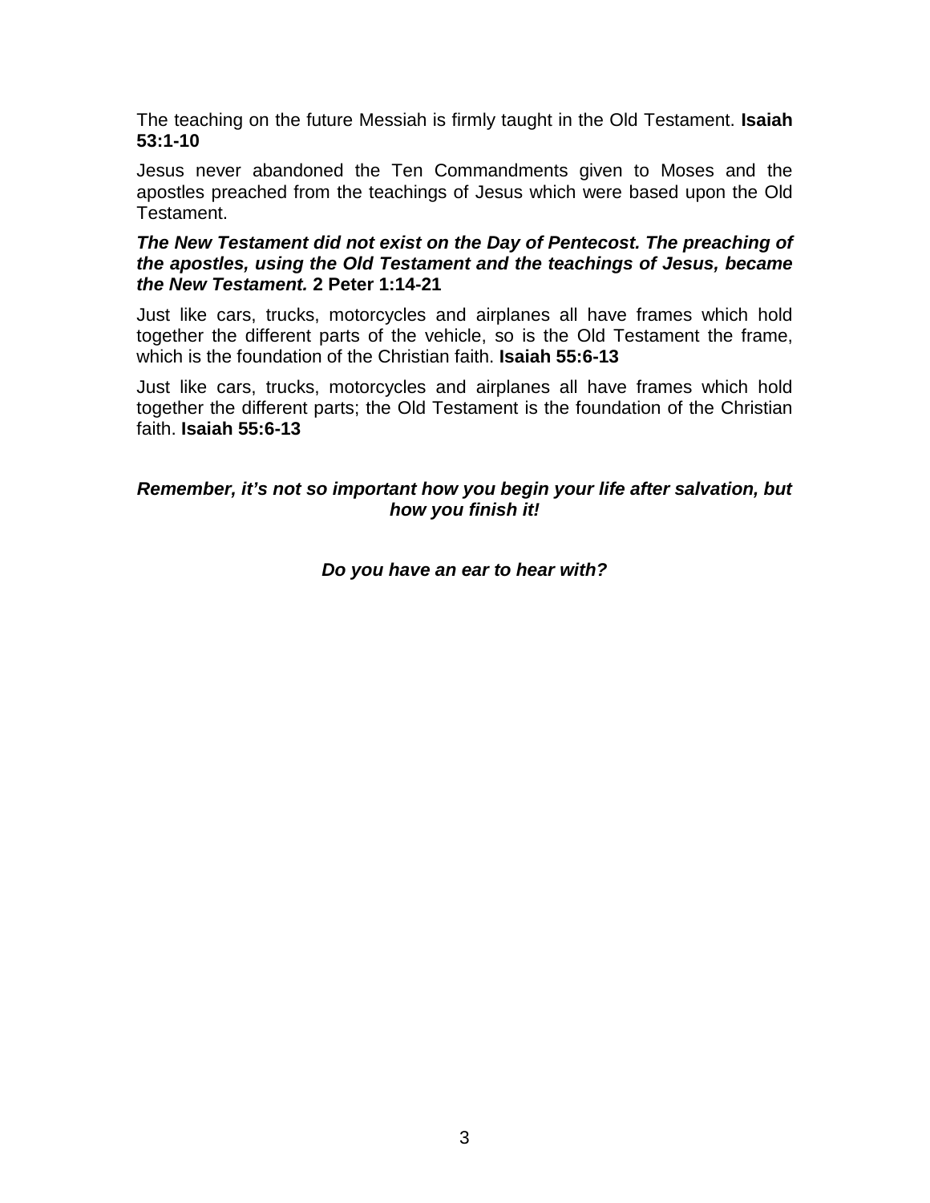The teaching on the future Messiah is firmly taught in the Old Testament. **Isaiah 53:1-10**

Jesus never abandoned the Ten Commandments given to Moses and the apostles preached from the teachings of Jesus which were based upon the Old Testament.

***The New Testament did not exist on the Day of Pentecost. The preaching of the apostles, using the Old Testament and the teachings of Jesus, became the New Testament.*** **2 Peter 1:14-21**

Just like cars, trucks, motorcycles and airplanes all have frames which hold together the different parts of the vehicle, so is the Old Testament the frame, which is the foundation of the Christian faith. **Isaiah 55:6-13**

Just like cars, trucks, motorcycles and airplanes all have frames which hold together the different parts; the Old Testament is the foundation of the Christian faith. **Isaiah 55:6-13**

***Remember, it's not so important how you begin your life after salvation, but how you finish it!***

***Do you have an ear to hear with?***